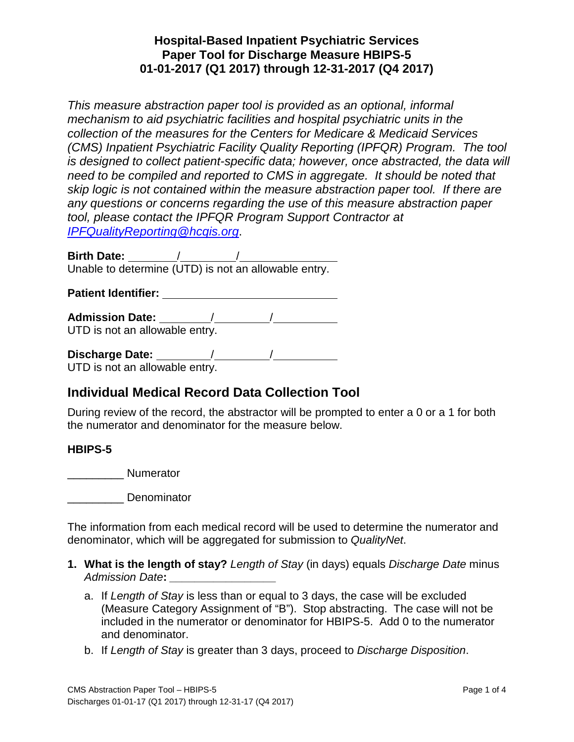# Hospital-Based Inpatient Psychiatric Services
# Paper Tool for Discharge Measure HBIPS-5
# 01-01-2017 (Q1 2017) through 12-31-2017 (Q4 2017)

*This measure abstraction paper tool is provided as an optional, informal mechanism to aid psychiatric facilities and hospital psychiatric units in the collection of the measures for the Centers for Medicare & Medicaid Services (CMS) Inpatient Psychiatric Facility Quality Reporting (IPFQR) Program. The tool is designed to collect patient-specific data; however, once abstracted, the data will need to be compiled and reported to CMS in aggregate. It should be noted that skip logic is not contained within the measure abstraction paper tool. If there are any questions or concerns regarding the use of this measure abstraction paper tool, please contact the IPFQR Program Support Contractor at [IPFQualityReporting@hcqis.org](mailto:IPFQualityReporting@hcqis.org).*

**Birth Date:** ________/________/________
Unable to determine (UTD) is not an allowable entry.

**Patient Identifier:** ____________________________

**Admission Date:** ________/________/________
UTD is not an allowable entry.

**Discharge Date:** ________/________/________
UTD is not an allowable entry.

## Individual Medical Record Data Collection Tool

During review of the record, the abstractor will be prompted to enter a 0 or a 1 for both the numerator and denominator for the measure below.

### HBIPS-5

_________ Numerator

_________ Denominator

The information from each medical record will be used to determine the numerator and denominator, which will be aggregated for submission to *QualityNet*.

1. **What is the length of stay?** *Length of Stay* (in days) equals *Discharge Date* minus *Admission Date*: ________________
   a. If *Length of Stay* is less than or equal to 3 days, the case will be excluded (Measure Category Assignment of "B"). Stop abstracting. The case will not be included in the numerator or denominator for HBIPS-5. Add 0 to the numerator and denominator.
   b. If *Length of Stay* is greater than 3 days, proceed to *Discharge Disposition*.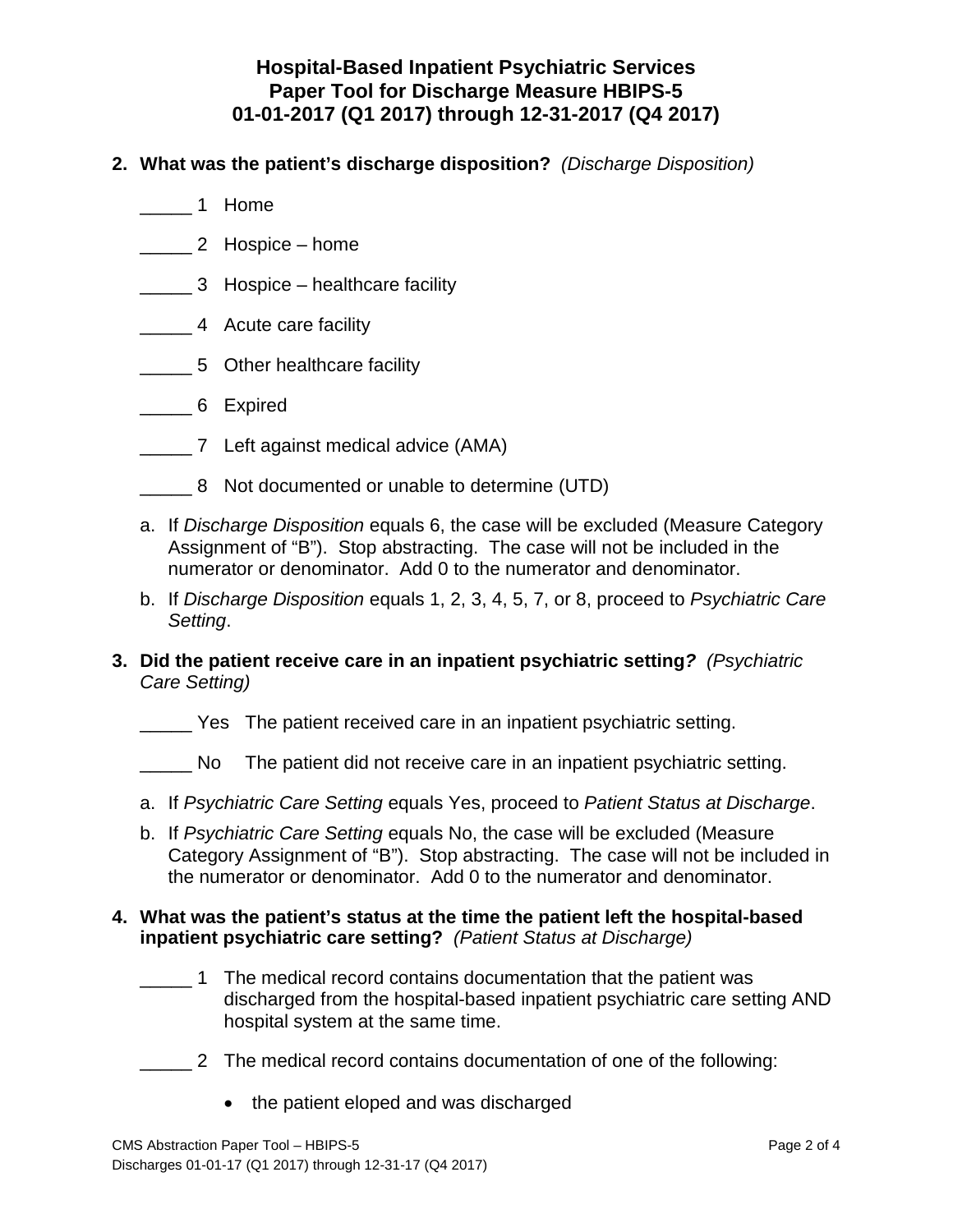# Hospital-Based Inpatient Psychiatric Services
# Paper Tool for Discharge Measure HBIPS-5
# 01-01-2017 (Q1 2017) through 12-31-2017 (Q4 2017)

**2. What was the patient's discharge disposition?** *(Discharge Disposition)*

_____ 1 Home

_____ 2 Hospice – home

_____ 3 Hospice – healthcare facility

_____ 4 Acute care facility

_____ 5 Other healthcare facility

_____ 6 Expired

_____ 7 Left against medical advice (AMA)

_____ 8 Not documented or unable to determine (UTD)

a. If *Discharge Disposition* equals 6, the case will be excluded (Measure Category Assignment of "B"). Stop abstracting. The case will not be included in the numerator or denominator. Add 0 to the numerator and denominator.

b. If *Discharge Disposition* equals 1, 2, 3, 4, 5, 7, or 8, proceed to *Psychiatric Care Setting*.

**3. Did the patient receive care in an inpatient psychiatric setting?** *(Psychiatric Care Setting)*

_____ Yes The patient received care in an inpatient psychiatric setting.

_____ No The patient did not receive care in an inpatient psychiatric setting.

a. If *Psychiatric Care Setting* equals Yes, proceed to *Patient Status at Discharge*.

b. If *Psychiatric Care Setting* equals No, the case will be excluded (Measure Category Assignment of "B"). Stop abstracting. The case will not be included in the numerator or denominator. Add 0 to the numerator and denominator.

**4. What was the patient's status at the time the patient left the hospital-based inpatient psychiatric care setting?** *(Patient Status at Discharge)*

_____ 1 The medical record contains documentation that the patient was discharged from the hospital-based inpatient psychiatric care setting AND hospital system at the same time.

_____ 2 The medical record contains documentation of one of the following:

- the patient eloped and was discharged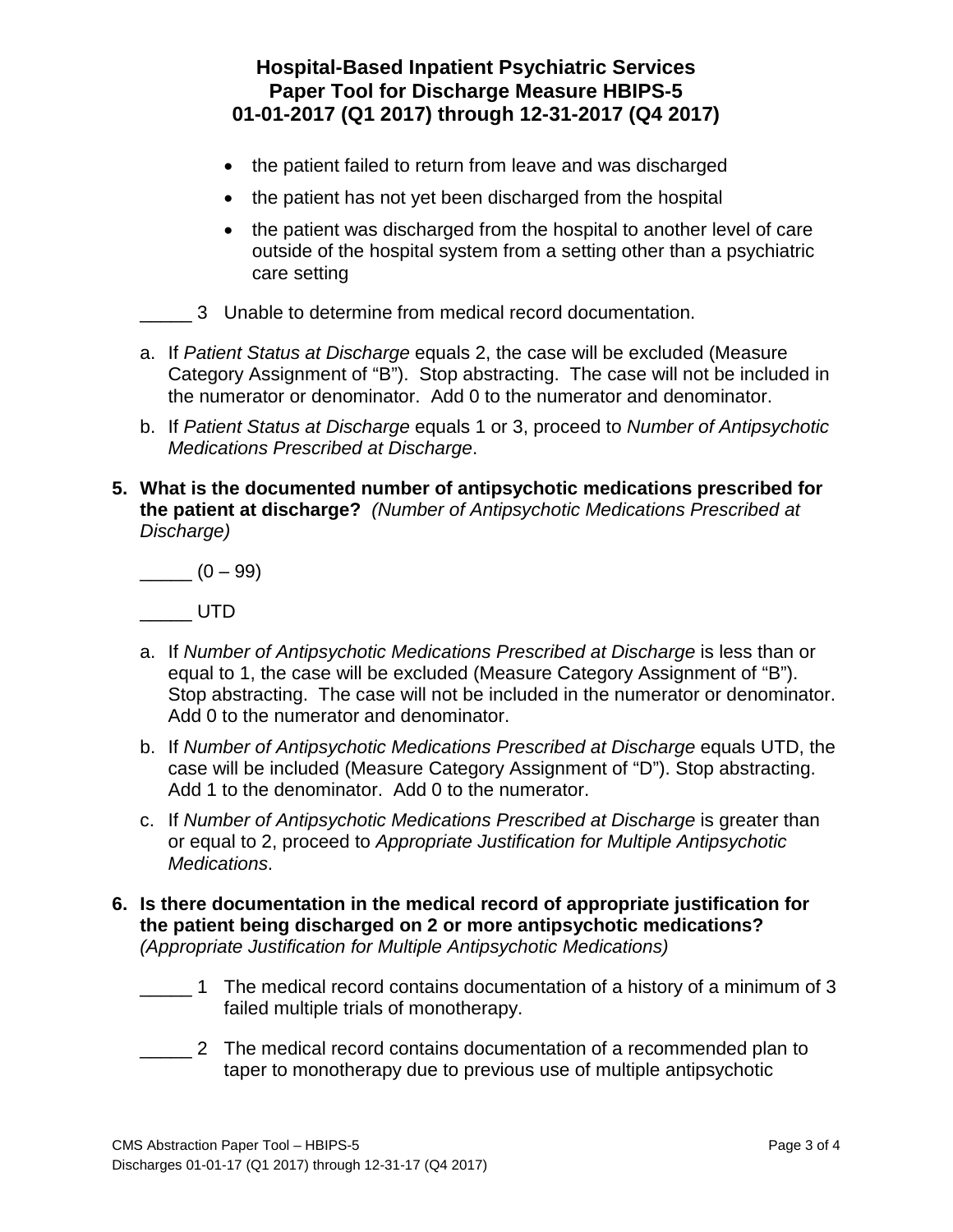- the patient failed to return from leave and was discharged
- the patient has not yet been discharged from the hospital
- the patient was discharged from the hospital to another level of care outside of the hospital system from a setting other than a psychiatric care setting

_____ 3 Unable to determine from medical record documentation.

a. If *Patient Status at Discharge* equals 2, the case will be excluded (Measure Category Assignment of "B"). Stop abstracting. The case will not be included in the numerator or denominator. Add 0 to the numerator and denominator.

b. If *Patient Status at Discharge* equals 1 or 3, proceed to *Number of Antipsychotic Medications Prescribed at Discharge*.

**5. What is the documented number of antipsychotic medications prescribed for the patient at discharge?** *(Number of Antipsychotic Medications Prescribed at Discharge)*

_____ (0 – 99)

_____ UTD

a. If *Number of Antipsychotic Medications Prescribed at Discharge* is less than or equal to 1, the case will be excluded (Measure Category Assignment of "B"). Stop abstracting. The case will not be included in the numerator or denominator. Add 0 to the numerator and denominator.

b. If *Number of Antipsychotic Medications Prescribed at Discharge* equals UTD, the case will be included (Measure Category Assignment of "D"). Stop abstracting. Add 1 to the denominator. Add 0 to the numerator.

c. If *Number of Antipsychotic Medications Prescribed at Discharge* is greater than or equal to 2, proceed to *Appropriate Justification for Multiple Antipsychotic Medications*.

**6. Is there documentation in the medical record of appropriate justification for the patient being discharged on 2 or more antipsychotic medications?** *(Appropriate Justification for Multiple Antipsychotic Medications)*

_____ 1 The medical record contains documentation of a history of a minimum of 3 failed multiple trials of monotherapy.

_____ 2 The medical record contains documentation of a recommended plan to taper to monotherapy due to previous use of multiple antipsychotic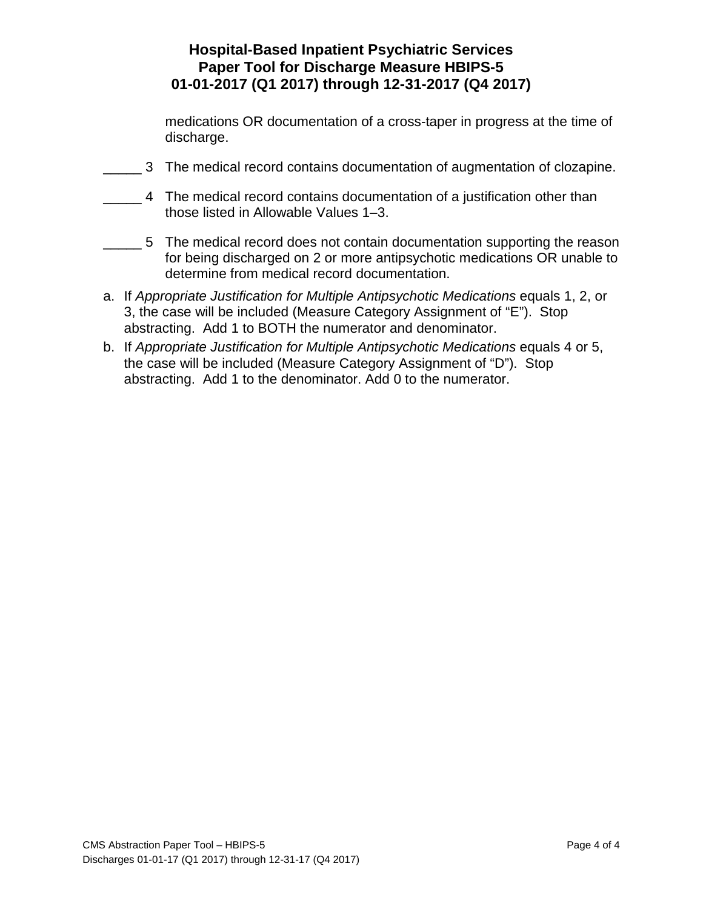medications OR documentation of a cross-taper in progress at the time of discharge.

_____ 3 The medical record contains documentation of augmentation of clozapine.

_____ 4 The medical record contains documentation of a justification other than those listed in Allowable Values 1–3.

_____ 5 The medical record does not contain documentation supporting the reason for being discharged on 2 or more antipsychotic medications OR unable to determine from medical record documentation.

a. If *Appropriate Justification for Multiple Antipsychotic Medications* equals 1, 2, or 3, the case will be included (Measure Category Assignment of "E"). Stop abstracting. Add 1 to BOTH the numerator and denominator.

b. If *Appropriate Justification for Multiple Antipsychotic Medications* equals 4 or 5, the case will be included (Measure Category Assignment of "D"). Stop abstracting. Add 1 to the denominator. Add 0 to the numerator.